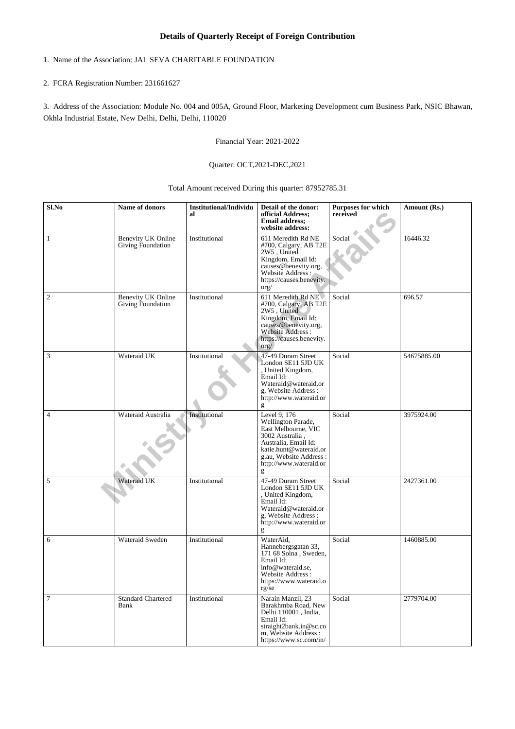## Details of Quarterly Receipt of Foreign Contribution

1. Name of the Association: JAL SEVA CHARITABLE FOUNDATION

2. FCRA Registration Number: 231661627

3. Address of the Association: Module No. 004 and 005A, Ground Floor, Marketing Development cum Business Park, NSIC Bhawan, Okhla Industrial Estate, New Delhi, Delhi, Delhi, 110020

Financial Year: 2021-2022

Quarter: OCT,2021-DEC,2021

Total Amount received During this quarter: 87952785.31

| Sl.No | Name of donors | Institutional/Individual | Detail of the donor: official Address; Email address; website address: | Purposes for which received | Amount (Rs.) |
|---|---|---|---|---|---|
| 1 | Benevity UK Online Giving Foundation | Institutional | 611 Meredith Rd NE #700, Calgary, AB T2E 2W5 , United Kingdom, Email Id: causes@benevity.org, Website Address : https://causes.benevity.org/ | Social | 16446.32 |
| 2 | Benevity UK Online Giving Foundation | Institutional | 611 Meredith Rd NE #700, Calgary, AB T2E 2W5 , United Kingdom, Email Id: causes@benevity.org, Website Address : https://causes.benevity.org/ | Social | 696.57 |
| 3 | Wateraid UK | Institutional | 47-49 Duram Street London SE11 5JD UK , United Kingdom, Email Id: Wateraid@wateraid.org, Website Address : http://www.wateraid.org | Social | 54675885.00 |
| 4 | Wateraid Australia | Institutional | Level 9, 176 Wellington Parade, East Melbourne, VIC 3002 Australia , Australia, Email Id: katie.hunt@wateraid.org.au, Website Address : http://www.wateraid.org | Social | 3975924.00 |
| 5 | Wateraid UK | Institutional | 47-49 Duram Street London SE11 5JD UK , United Kingdom, Email Id: Wateraid@wateraid.org, Website Address : http://www.wateraid.org | Social | 2427361.00 |
| 6 | Wateraid Sweden | Institutional | WaterAid, Hannebergsgatan 33, 171 68 Solna , Sweden, Email Id: info@wateraid.se, Website Address : https://www.wateraid.org/se | Social | 1460885.00 |
| 7 | Standard Chartered Bank | Institutional | Narain Manzil, 23 Barakhmba Road, New Delhi 110001 , India, Email Id: straight2bank.in@sc.com, Website Address : https://www.sc.com/in/ | Social | 2779704.00 |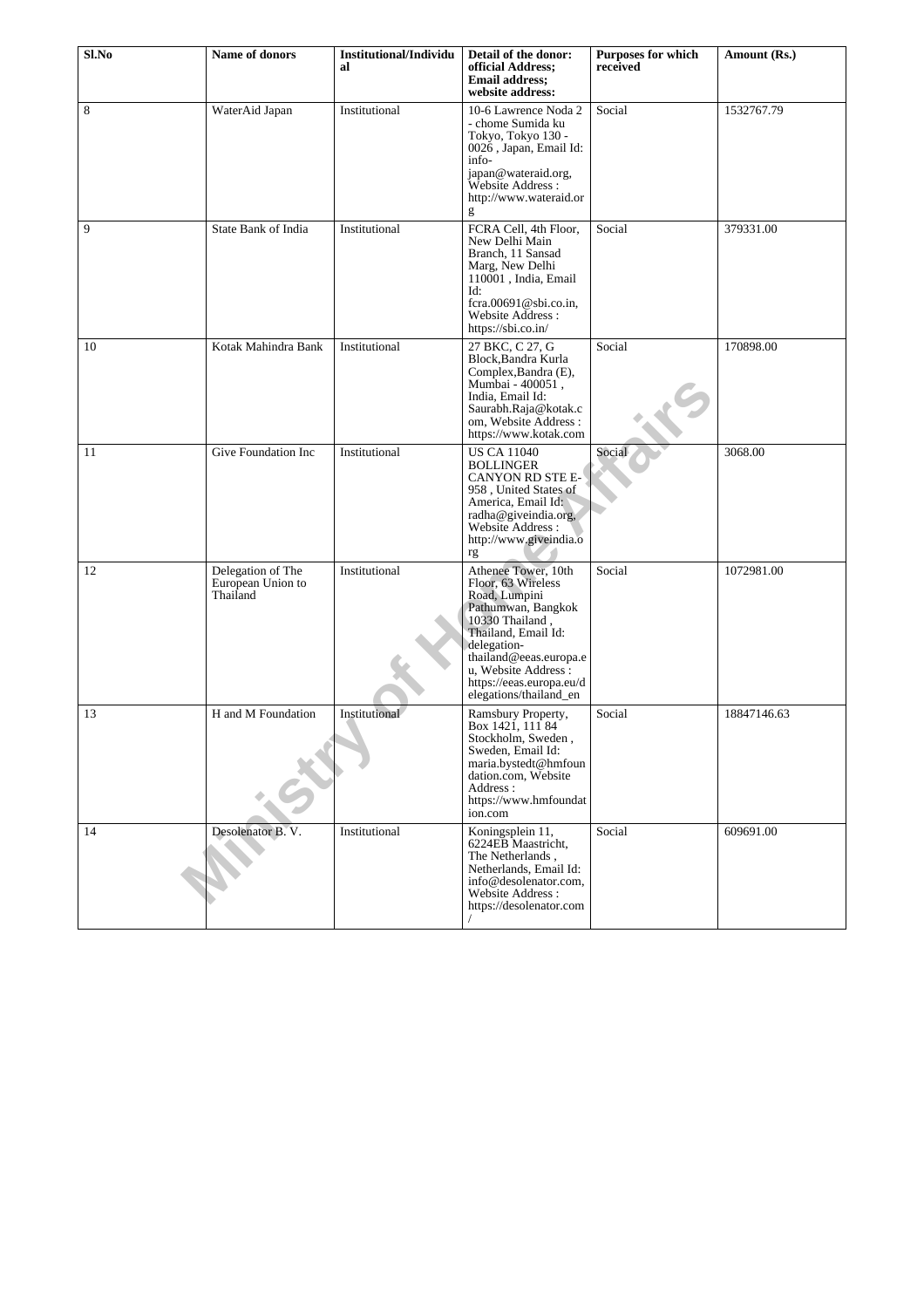| Sl.No | Name of donors | Institutional/Individual | Detail of the donor: official Address; Email address; website address: | Purposes for which received | Amount (Rs.) |
|---|---|---|---|---|---|
| 8 | WaterAid Japan | Institutional | 10-6 Lawrence Noda 2 - chome Sumida ku Tokyo, Tokyo 130 - 0026 , Japan, Email Id: info-japan@wateraid.org, Website Address : http://www.wateraid.org | Social | 1532767.79 |
| 9 | State Bank of India | Institutional | FCRA Cell, 4th Floor, New Delhi Main Branch, 11 Sansad Marg, New Delhi 110001 , India, Email Id: fcra.00691@sbi.co.in, Website Address : https://sbi.co.in/ | Social | 379331.00 |
| 10 | Kotak Mahindra Bank | Institutional | 27 BKC, C 27, G Block,Bandra Kurla Complex,Bandra (E), Mumbai - 400051 , India, Email Id: Saurabh.Raja@kotak.com, Website Address : https://www.kotak.com | Social | 170898.00 |
| 11 | Give Foundation Inc | Institutional | US CA 11040 BOLLINGER CANYON RD STE E-958 , United States of America, Email Id: radha@giveindia.org, Website Address : http://www.giveindia.org | Social | 3068.00 |
| 12 | Delegation of The European Union to Thailand | Institutional | Athenee Tower, 10th Floor, 63 Wireless Road, Lumpini Pathumwan, Bangkok 10330 Thailand , Thailand, Email Id: delegation-thailand@eeas.europa.eu, Website Address : https://eeas.europa.eu/delegations/thailand_en | Social | 1072981.00 |
| 13 | H and M Foundation | Institutional | Ramsbury Property, Box 1421, 111 84 Stockholm, Sweden , Sweden, Email Id: maria.bystedt@hmfoundation.com, Website Address : https://www.hmfoundation.com | Social | 18847146.63 |
| 14 | Desolenator B. V. | Institutional | Koningsplein 11, 6224EB Maastricht, The Netherlands , Netherlands, Email Id: info@desolenator.com, Website Address : https://desolenator.com/ | Social | 609691.00 |